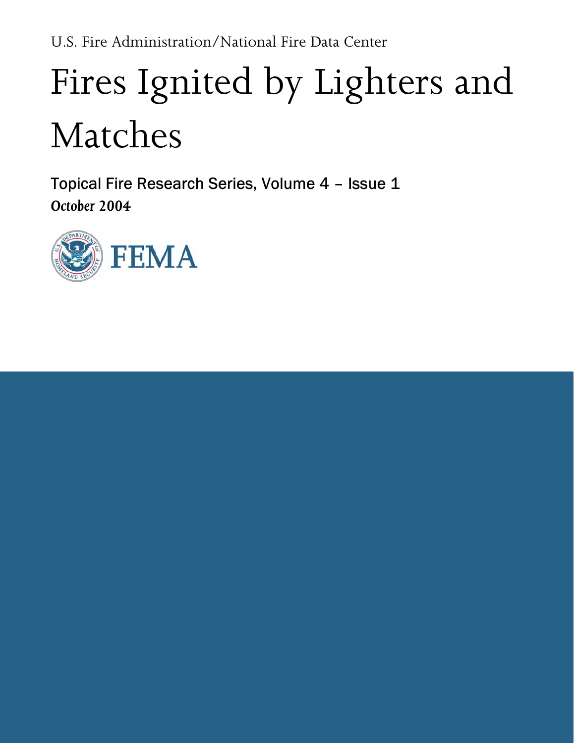U.S. Fire Administration/National Fire Data Center

# Fires Ignited by Lighters and Matches

Topical Fire Research Series, Volume 4 – Issue 1

*October 2004*

FEMA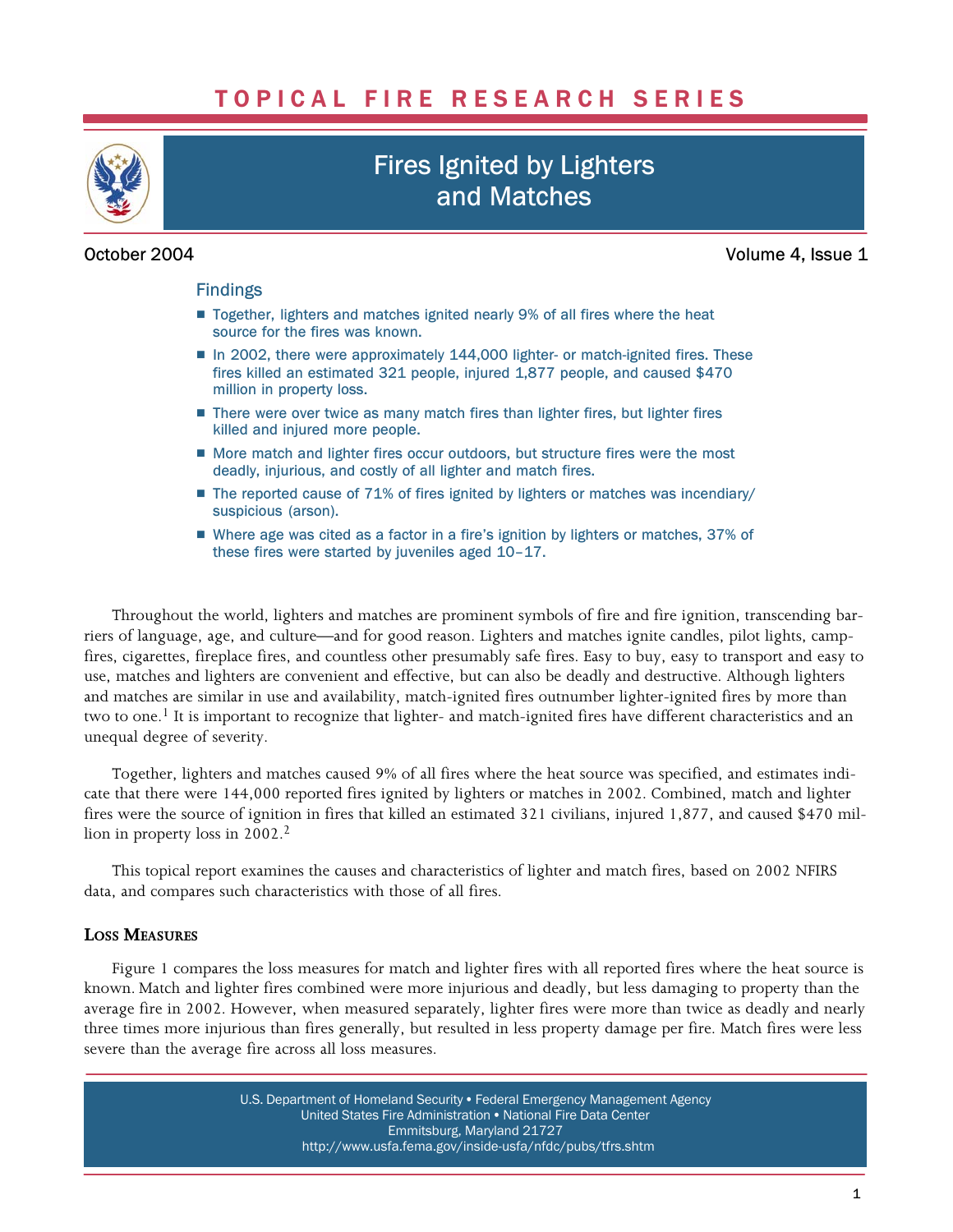# TOPICAL FIRE RESEARCH SERIES

# Fires Ignited by Lighters and Matches

October 2004 Volume 4, Issue 1

## Findings

- Together, lighters and matches ignited nearly 9% of all fires where the heat source for the fires was known.
- In 2002, there were approximately 144,000 lighter- or match-ignited fires. These fires killed an estimated 321 people, injured 1,877 people, and caused $470 million in property loss.
- There were over twice as many match fires than lighter fires, but lighter fires killed and injured more people.
- More match and lighter fires occur outdoors, but structure fires were the most deadly, injurious, and costly of all lighter and match fires.
- The reported cause of 71% of fires ignited by lighters or matches was incendiary/suspicious (arson).
- Where age was cited as a factor in a fire's ignition by lighters or matches, 37% of these fires were started by juveniles aged 10–17.

Throughout the world, lighters and matches are prominent symbols of fire and fire ignition, transcending barriers of language, age, and culture—and for good reason. Lighters and matches ignite candles, pilot lights, campfires, cigarettes, fireplace fires, and countless other presumably safe fires. Easy to buy, easy to transport and easy to use, matches and lighters are convenient and effective, but can also be deadly and destructive. Although lighters and matches are similar in use and availability, match-ignited fires outnumber lighter-ignited fires by more than two to one.[1] It is important to recognize that lighter- and match-ignited fires have different characteristics and an unequal degree of severity.

Together, lighters and matches caused 9% of all fires where the heat source was specified, and estimates indicate that there were 144,000 reported fires ignited by lighters or matches in 2002. Combined, match and lighter fires were the source of ignition in fires that killed an estimated 321 civilians, injured 1,877, and caused $470 million in property loss in 2002.[2]

This topical report examines the causes and characteristics of lighter and match fires, based on 2002 NFIRS data, and compares such characteristics with those of all fires.

### Loss Measures

Figure 1 compares the loss measures for match and lighter fires with all reported fires where the heat source is known. Match and lighter fires combined were more injurious and deadly, but less damaging to property than the average fire in 2002. However, when measured separately, lighter fires were more than twice as deadly and nearly three times more injurious than fires generally, but resulted in less property damage per fire. Match fires were less severe than the average fire across all loss measures.

U.S. Department of Homeland Security • Federal Emergency Management Agency
United States Fire Administration • National Fire Data Center
Emmitsburg, Maryland 21727
http://www.usfa.fema.gov/inside-usfa/nfdc/pubs/tfrs.shtm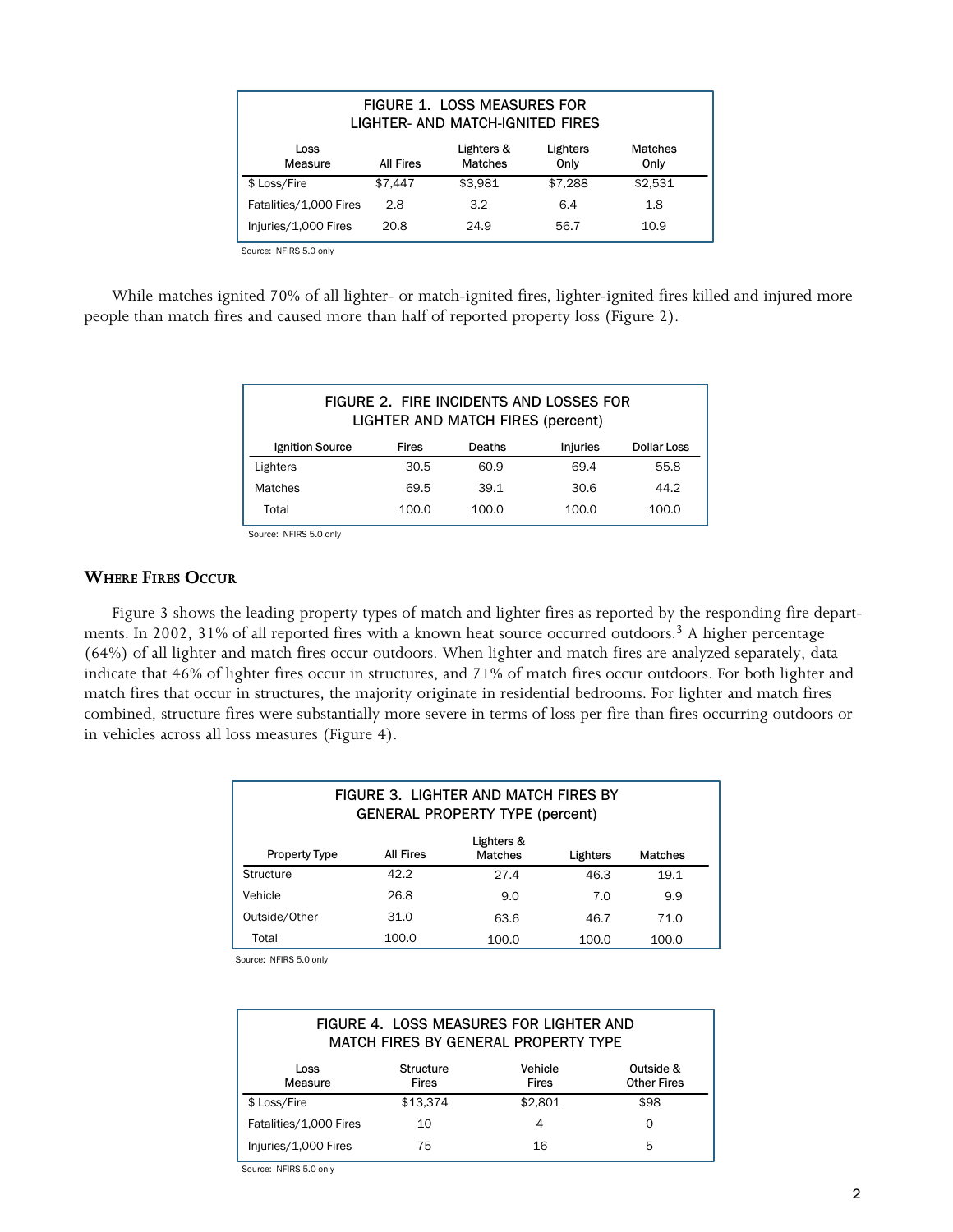FIGURE 1. LOSS MEASURES FOR LIGHTER- AND MATCH-IGNITED FIRES

| Loss Measure | All Fires | Lighters & Matches | Lighters Only | Matches Only |
|---|---|---|---|---|
| $ Loss/Fire | $7,447 | $3,981 | $7,288 | $2,531 |
| Fatalities/1,000 Fires | 2.8 | 3.2 | 6.4 | 1.8 |
| Injuries/1,000 Fires | 20.8 | 24.9 | 56.7 | 10.9 |

Source: NFIRS 5.0 only

While matches ignited 70% of all lighter- or match-ignited fires, lighter-ignited fires killed and injured more people than match fires and caused more than half of reported property loss (Figure 2).

FIGURE 2. FIRE INCIDENTS AND LOSSES FOR LIGHTER AND MATCH FIRES (percent)

| Ignition Source | Fires | Deaths | Injuries | Dollar Loss |
|---|---|---|---|---|
| Lighters | 30.5 | 60.9 | 69.4 | 55.8 |
| Matches | 69.5 | 39.1 | 30.6 | 44.2 |
| Total | 100.0 | 100.0 | 100.0 | 100.0 |

Source: NFIRS 5.0 only

## Where Fires Occur

Figure 3 shows the leading property types of match and lighter fires as reported by the responding fire departments. In 2002, 31% of all reported fires with a known heat source occurred outdoors.[3] A higher percentage (64%) of all lighter and match fires occur outdoors. When lighter and match fires are analyzed separately, data indicate that 46% of lighter fires occur in structures, and 71% of match fires occur outdoors. For both lighter and match fires that occur in structures, the majority originate in residential bedrooms. For lighter and match fires combined, structure fires were substantially more severe in terms of loss per fire than fires occurring outdoors or in vehicles across all loss measures (Figure 4).

FIGURE 3. LIGHTER AND MATCH FIRES BY GENERAL PROPERTY TYPE (percent)

| Property Type | All Fires | Lighters & Matches | Lighters | Matches |
|---|---|---|---|---|
| Structure | 42.2 | 27.4 | 46.3 | 19.1 |
| Vehicle | 26.8 | 9.0 | 7.0 | 9.9 |
| Outside/Other | 31.0 | 63.6 | 46.7 | 71.0 |
| Total | 100.0 | 100.0 | 100.0 | 100.0 |

Source: NFIRS 5.0 only

FIGURE 4. LOSS MEASURES FOR LIGHTER AND MATCH FIRES BY GENERAL PROPERTY TYPE

| Loss Measure | Structure Fires | Vehicle Fires | Outside & Other Fires |
|---|---|---|---|
| $ Loss/Fire | $13,374 | $2,801 | $98 |
| Fatalities/1,000 Fires | 10 | 4 | 0 |
| Injuries/1,000 Fires | 75 | 16 | 5 |

Source: NFIRS 5.0 only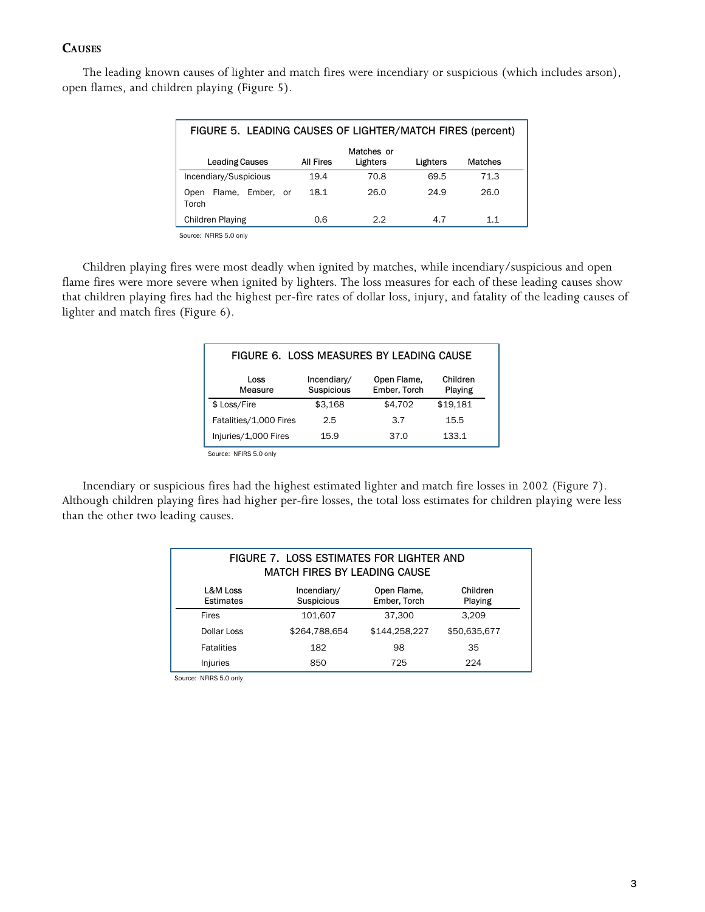## Causes

The leading known causes of lighter and match fires were incendiary or suspicious (which includes arson), open flames, and children playing (Figure 5).

FIGURE 5. LEADING CAUSES OF LIGHTER/MATCH FIRES (percent)

| Leading Causes | All Fires | Matches or Lighters | Lighters | Matches |
|---|---|---|---|---|
| Incendiary/Suspicious | 19.4 | 70.8 | 69.5 | 71.3 |
| Open Flame, Ember, or Torch | 18.1 | 26.0 | 24.9 | 26.0 |
| Children Playing | 0.6 | 2.2 | 4.7 | 1.1 |

Source: NFIRS 5.0 only

Children playing fires were most deadly when ignited by matches, while incendiary/suspicious and open flame fires were more severe when ignited by lighters. The loss measures for each of these leading causes show that children playing fires had the highest per-fire rates of dollar loss, injury, and fatality of the leading causes of lighter and match fires (Figure 6).

FIGURE 6. LOSS MEASURES BY LEADING CAUSE

| Loss Measure | Incendiary/ Suspicious | Open Flame, Ember, Torch | Children Playing |
|---|---|---|---|
| $ Loss/Fire | $3,168 | $4,702 | $19,181 |
| Fatalities/1,000 Fires | 2.5 | 3.7 | 15.5 |
| Injuries/1,000 Fires | 15.9 | 37.0 | 133.1 |

Source: NFIRS 5.0 only

Incendiary or suspicious fires had the highest estimated lighter and match fire losses in 2002 (Figure 7). Although children playing fires had higher per-fire losses, the total loss estimates for children playing were less than the other two leading causes.

FIGURE 7. LOSS ESTIMATES FOR LIGHTER AND MATCH FIRES BY LEADING CAUSE

| L&M Loss Estimates | Incendiary/ Suspicious | Open Flame, Ember, Torch | Children Playing |
|---|---|---|---|
| Fires | 101,607 | 37,300 | 3,209 |
| Dollar Loss | $264,788,654 | $144,258,227 | $50,635,677 |
| Fatalities | 182 | 98 | 35 |
| Injuries | 850 | 725 | 224 |

Source: NFIRS 5.0 only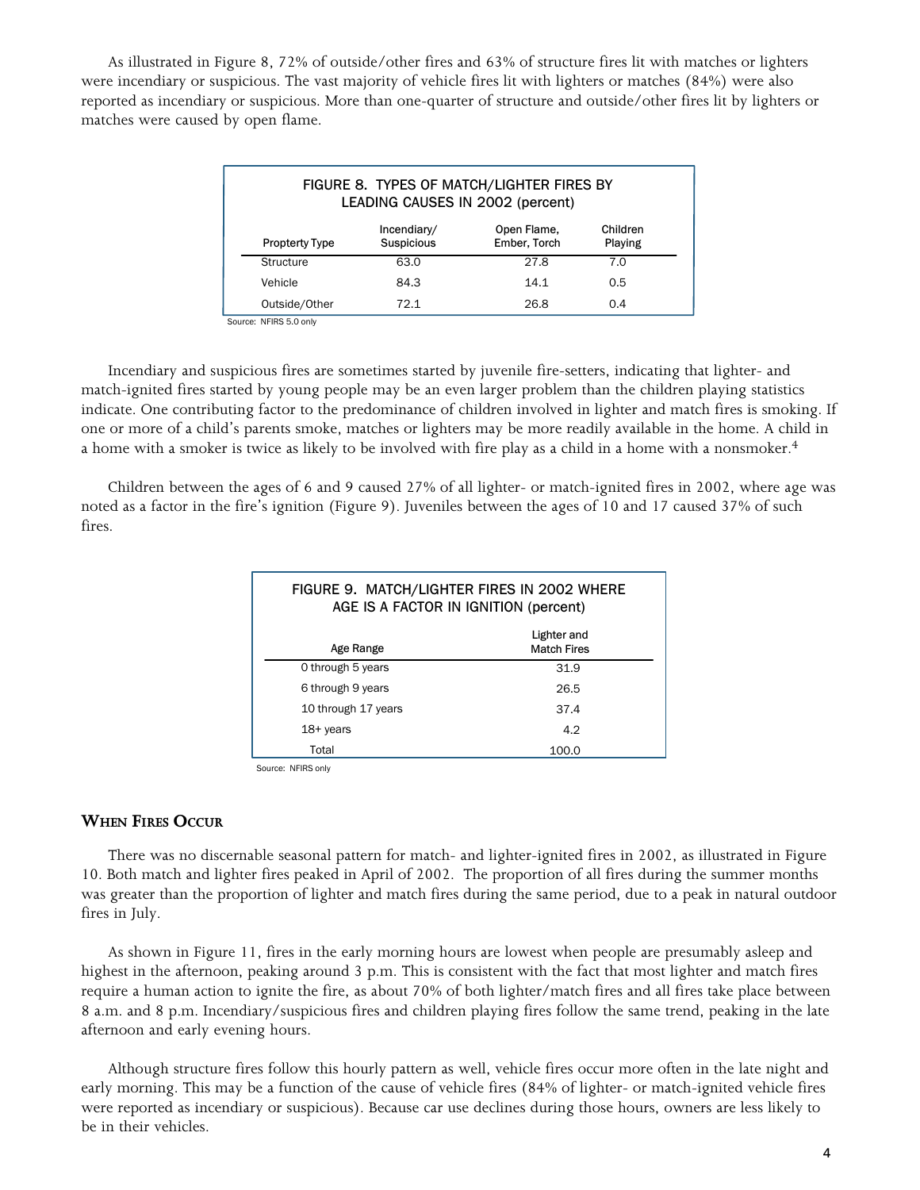As illustrated in Figure 8, 72% of outside/other fires and 63% of structure fires lit with matches or lighters were incendiary or suspicious. The vast majority of vehicle fires lit with lighters or matches (84%) were also reported as incendiary or suspicious. More than one-quarter of structure and outside/other fires lit by lighters or matches were caused by open flame.

FIGURE 8. TYPES OF MATCH/LIGHTER FIRES BY LEADING CAUSES IN 2002 (percent)

| Proptery Type | Incendiary/ Suspicious | Open Flame, Ember, Torch | Children Playing |
|---|---|---|---|
| Structure | 63.0 | 27.8 | 7.0 |
| Vehicle | 84.3 | 14.1 | 0.5 |
| Outside/Other | 72.1 | 26.8 | 0.4 |

Source: NFIRS 5.0 only

Incendiary and suspicious fires are sometimes started by juvenile fire-setters, indicating that lighter- and match-ignited fires started by young people may be an even larger problem than the children playing statistics indicate. One contributing factor to the predominance of children involved in lighter and match fires is smoking. If one or more of a child's parents smoke, matches or lighters may be more readily available in the home. A child in a home with a smoker is twice as likely to be involved with fire play as a child in a home with a nonsmoker.[4]

Children between the ages of 6 and 9 caused 27% of all lighter- or match-ignited fires in 2002, where age was noted as a factor in the fire's ignition (Figure 9). Juveniles between the ages of 10 and 17 caused 37% of such fires.

FIGURE 9. MATCH/LIGHTER FIRES IN 2002 WHERE AGE IS A FACTOR IN IGNITION (percent)

| Age Range | Lighter and Match Fires |
|---|---|
| 0 through 5 years | 31.9 |
| 6 through 9 years | 26.5 |
| 10 through 17 years | 37.4 |
| 18+ years | 4.2 |
| Total | 100.0 |

Source: NFIRS only

## WHEN FIRES OCCUR

There was no discernable seasonal pattern for match- and lighter-ignited fires in 2002, as illustrated in Figure 10. Both match and lighter fires peaked in April of 2002. The proportion of all fires during the summer months was greater than the proportion of lighter and match fires during the same period, due to a peak in natural outdoor fires in July.

As shown in Figure 11, fires in the early morning hours are lowest when people are presumably asleep and highest in the afternoon, peaking around 3 p.m. This is consistent with the fact that most lighter and match fires require a human action to ignite the fire, as about 70% of both lighter/match fires and all fires take place between 8 a.m. and 8 p.m. Incendiary/suspicious fires and children playing fires follow the same trend, peaking in the late afternoon and early evening hours.

Although structure fires follow this hourly pattern as well, vehicle fires occur more often in the late night and early morning. This may be a function of the cause of vehicle fires (84% of lighter- or match-ignited vehicle fires were reported as incendiary or suspicious). Because car use declines during those hours, owners are less likely to be in their vehicles.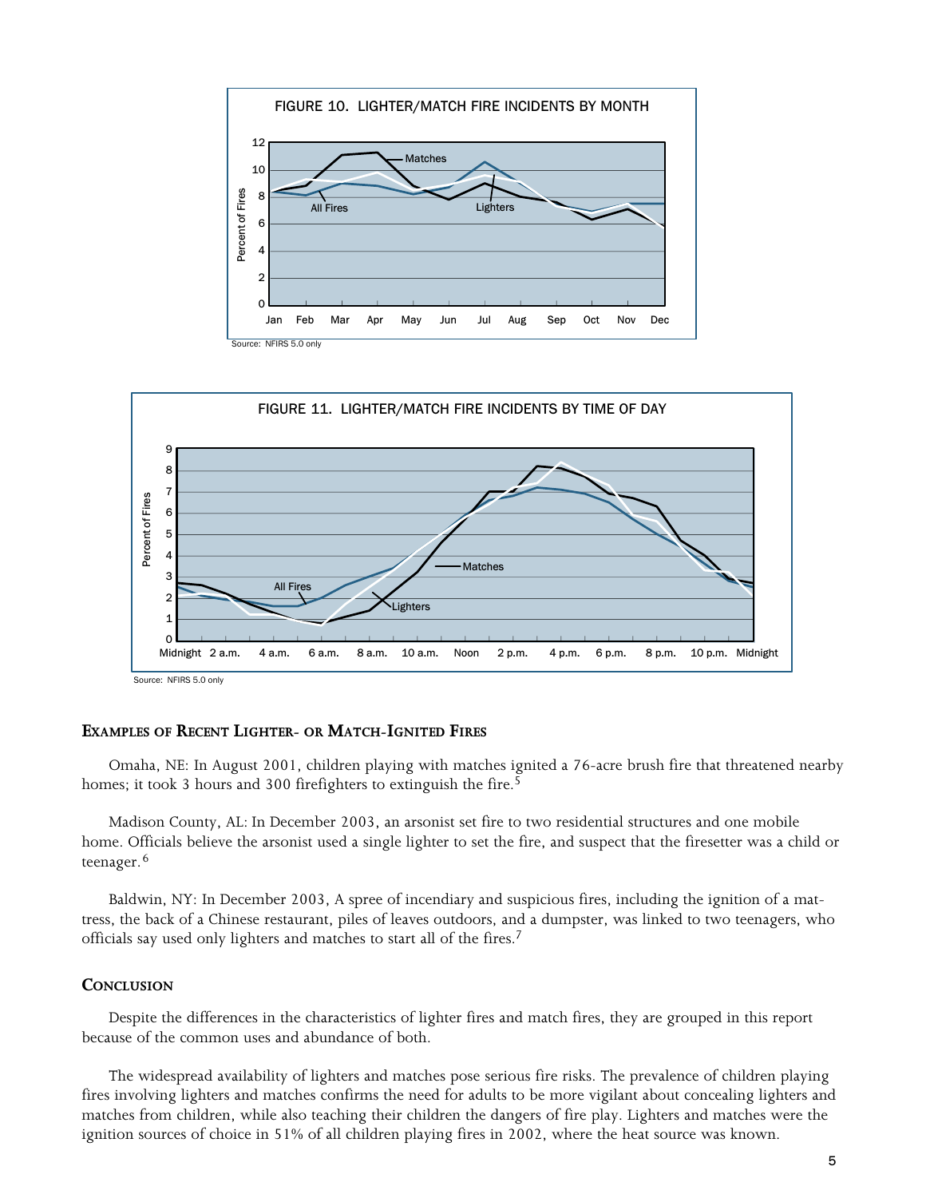FIGURE 10. LIGHTER/MATCH FIRE INCIDENTS BY MONTH

Source: NFIRS 5.0 only

FIGURE 11. LIGHTER/MATCH FIRE INCIDENTS BY TIME OF DAY

Source: NFIRS 5.0 only

### Examples of Recent Lighter- or Match-Ignited Fires

Omaha, NE: In August 2001, children playing with matches ignited a 76-acre brush fire that threatened nearby homes; it took 3 hours and 300 firefighters to extinguish the fire.[5]

Madison County, AL: In December 2003, an arsonist set fire to two residential structures and one mobile home. Officials believe the arsonist used a single lighter to set the fire, and suspect that the firesetter was a child or teenager.[6]

Baldwin, NY: In December 2003, A spree of incendiary and suspicious fires, including the ignition of a mattress, the back of a Chinese restaurant, piles of leaves outdoors, and a dumpster, was linked to two teenagers, who officials say used only lighters and matches to start all of the fires.[7]

### Conclusion

Despite the differences in the characteristics of lighter fires and match fires, they are grouped in this report because of the common uses and abundance of both.

The widespread availability of lighters and matches pose serious fire risks. The prevalence of children playing fires involving lighters and matches confirms the need for adults to be more vigilant about concealing lighters and matches from children, while also teaching their children the dangers of fire play. Lighters and matches were the ignition sources of choice in 51% of all children playing fires in 2002, where the heat source was known.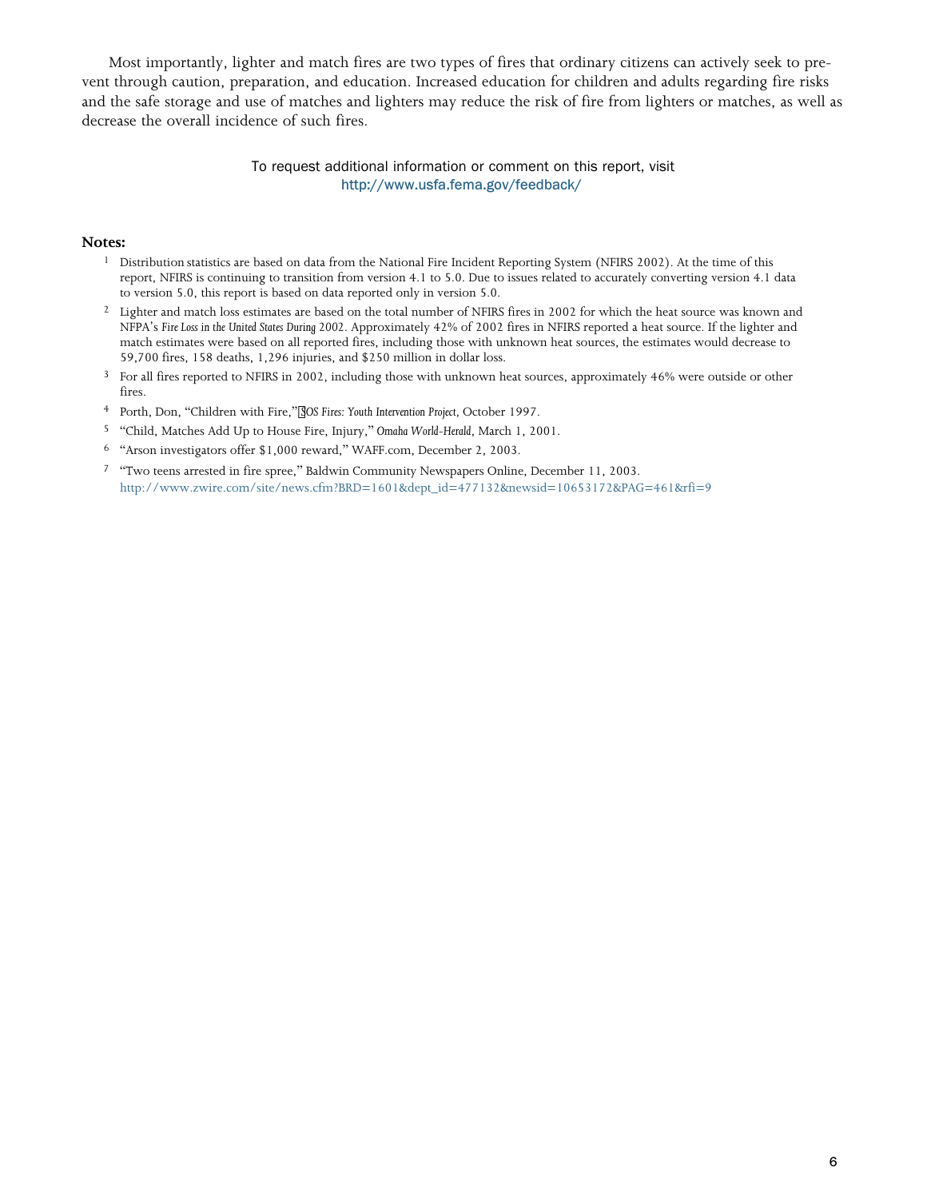Most importantly, lighter and match fires are two types of fires that ordinary citizens can actively seek to prevent through caution, preparation, and education. Increased education for children and adults regarding fire risks and the safe storage and use of matches and lighters may reduce the risk of fire from lighters or matches, as well as decrease the overall incidence of such fires.

To request additional information or comment on this report, visit
http://www.usfa.fema.gov/feedback/

**Notes:**

1. Distribution statistics are based on data from the National Fire Incident Reporting System (NFIRS 2002). At the time of this report, NFIRS is continuing to transition from version 4.1 to 5.0. Due to issues related to accurately converting version 4.1 data to version 5.0, this report is based on data reported only in version 5.0.
2. Lighter and match loss estimates are based on the total number of NFIRS fires in 2002 for which the heat source was known and NFPA's *Fire Loss in the United States During 2002*. Approximately 42% of 2002 fires in NFIRS reported a heat source. If the lighter and match estimates were based on all reported fires, including those with unknown heat sources, the estimates would decrease to 59,700 fires, 158 deaths, 1,296 injuries, and $250 million in dollar loss.
3. For all fires reported to NFIRS in 2002, including those with unknown heat sources, approximately 46% were outside or other fires.
4. Porth, Don, "Children with Fire," *SOS Fires: Youth Intervention Project*, October 1997.
5. "Child, Matches Add Up to House Fire, Injury," *Omaha World-Herald*, March 1, 2001.
6. "Arson investigators offer $1,000 reward," WAFF.com, December 2, 2003.
7. "Two teens arrested in fire spree," Baldwin Community Newspapers Online, December 11, 2003. http://www.zwire.com/site/news.cfm?BRD=1601&dept_id=477132&newsid=10653172&PAG=461&rfi=9